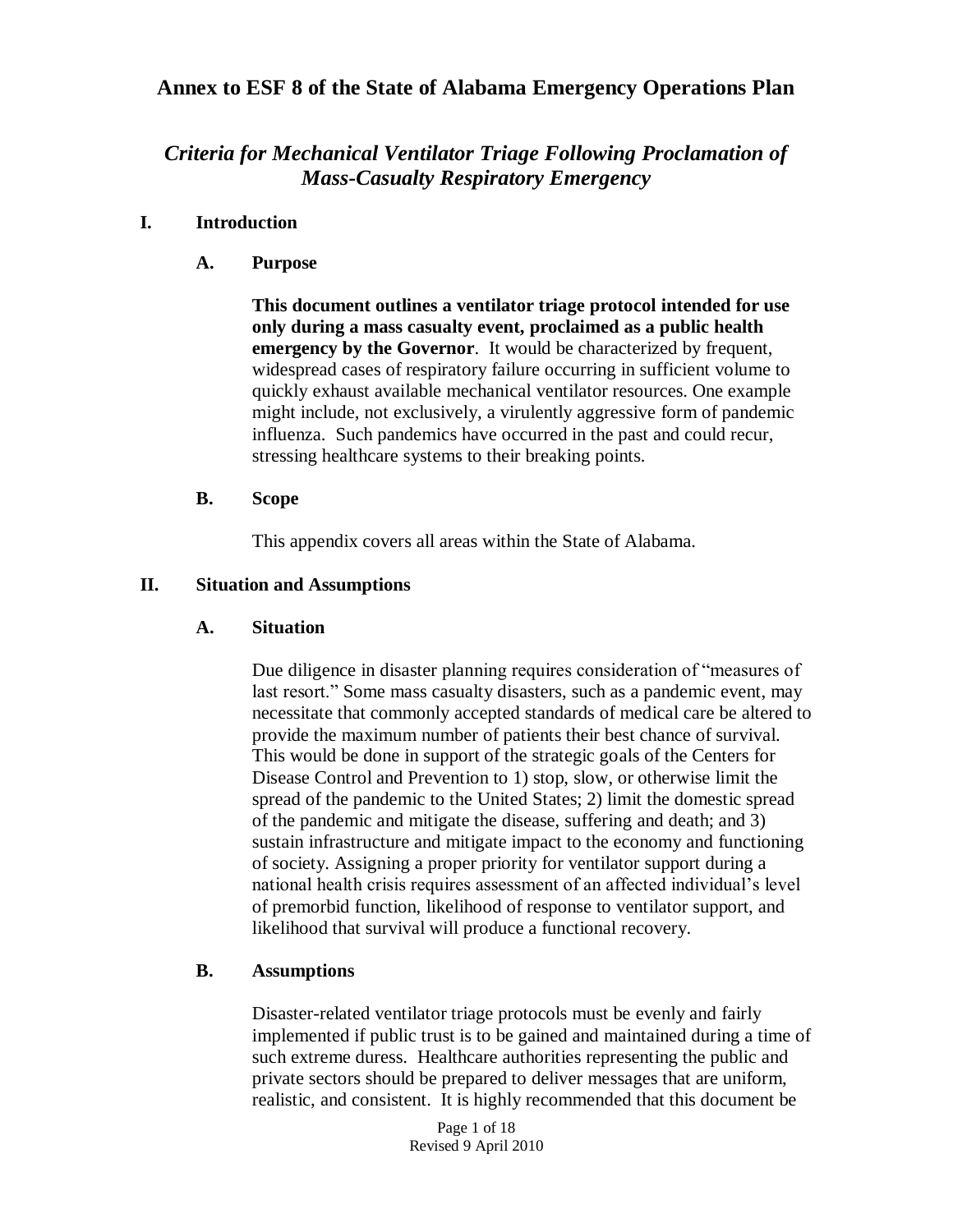# Annex to ESF 8 of the State of Alabama Emergency Operations Plan

## *Criteria for Mechanical Ventilator Triage Following Proclamation of Mass-Casualty Respiratory Emergency*

### I. Introduction

#### A. Purpose

**This document outlines a ventilator triage protocol intended for use only during a mass casualty event, proclaimed as a public health emergency by the Governor**. It would be characterized by frequent, widespread cases of respiratory failure occurring in sufficient volume to quickly exhaust available mechanical ventilator resources. One example might include, not exclusively, a virulently aggressive form of pandemic influenza. Such pandemics have occurred in the past and could recur, stressing healthcare systems to their breaking points.

#### B. Scope

This appendix covers all areas within the State of Alabama.

### II. Situation and Assumptions

#### A. Situation

Due diligence in disaster planning requires consideration of "measures of last resort." Some mass casualty disasters, such as a pandemic event, may necessitate that commonly accepted standards of medical care be altered to provide the maximum number of patients their best chance of survival. This would be done in support of the strategic goals of the Centers for Disease Control and Prevention to 1) stop, slow, or otherwise limit the spread of the pandemic to the United States; 2) limit the domestic spread of the pandemic and mitigate the disease, suffering and death; and 3) sustain infrastructure and mitigate impact to the economy and functioning of society. Assigning a proper priority for ventilator support during a national health crisis requires assessment of an affected individual's level of premorbid function, likelihood of response to ventilator support, and likelihood that survival will produce a functional recovery.

#### B. Assumptions

Disaster-related ventilator triage protocols must be evenly and fairly implemented if public trust is to be gained and maintained during a time of such extreme duress. Healthcare authorities representing the public and private sectors should be prepared to deliver messages that are uniform, realistic, and consistent. It is highly recommended that this document be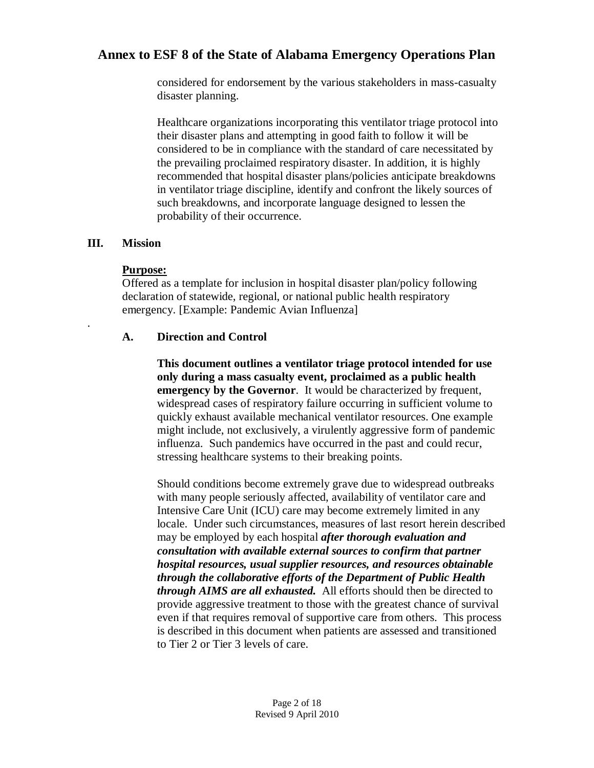considered for endorsement by the various stakeholders in mass-casualty disaster planning.

Healthcare organizations incorporating this ventilator triage protocol into their disaster plans and attempting in good faith to follow it will be considered to be in compliance with the standard of care necessitated by the prevailing proclaimed respiratory disaster. In addition, it is highly recommended that hospital disaster plans/policies anticipate breakdowns in ventilator triage discipline, identify and confront the likely sources of such breakdowns, and incorporate language designed to lessen the probability of their occurrence.

## III. Mission

**Purpose:**

Offered as a template for inclusion in hospital disaster plan/policy following declaration of statewide, regional, or national public health respiratory emergency. [Example: Pandemic Avian Influenza]

### A. Direction and Control

**This document outlines a ventilator triage protocol intended for use only during a mass casualty event, proclaimed as a public health emergency by the Governor**. It would be characterized by frequent, widespread cases of respiratory failure occurring in sufficient volume to quickly exhaust available mechanical ventilator resources. One example might include, not exclusively, a virulently aggressive form of pandemic influenza. Such pandemics have occurred in the past and could recur, stressing healthcare systems to their breaking points.

Should conditions become extremely grave due to widespread outbreaks with many people seriously affected, availability of ventilator care and Intensive Care Unit (ICU) care may become extremely limited in any locale. Under such circumstances, measures of last resort herein described may be employed by each hospital ***after thorough evaluation and consultation with available external sources to confirm that partner hospital resources, usual supplier resources, and resources obtainable through the collaborative efforts of the Department of Public Health through AIMS are all exhausted.*** All efforts should then be directed to provide aggressive treatment to those with the greatest chance of survival even if that requires removal of supportive care from others. This process is described in this document when patients are assessed and transitioned to Tier 2 or Tier 3 levels of care.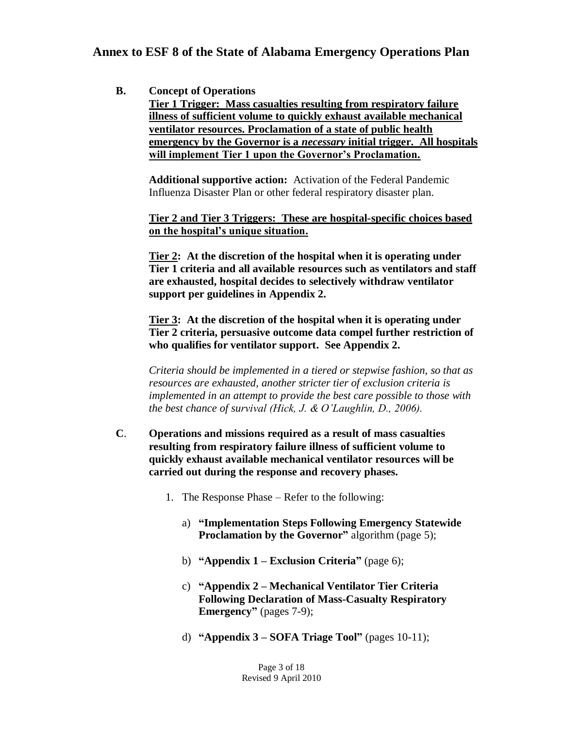**B. Concept of Operations**

**<u>Tier 1 Trigger: Mass casualties resulting from respiratory failure illness of sufficient volume to quickly exhaust available mechanical ventilator resources. Proclamation of a state of public health emergency by the Governor is a *necessary* initial trigger. All hospitals will implement Tier 1 upon the Governor's Proclamation.</u>**

**Additional supportive action:** Activation of the Federal Pandemic Influenza Disaster Plan or other federal respiratory disaster plan.

**<u>Tier 2 and Tier 3 Triggers: These are hospital-specific choices based on the hospital's unique situation.</u>**

**<u>Tier 2</u>: At the discretion of the hospital when it is operating under Tier 1 criteria and all available resources such as ventilators and staff are exhausted, hospital decides to selectively withdraw ventilator support per guidelines in Appendix 2.**

**<u>Tier 3</u>: At the discretion of the hospital when it is operating under Tier 2 criteria, persuasive outcome data compel further restriction of who qualifies for ventilator support. See Appendix 2.**

*Criteria should be implemented in a tiered or stepwise fashion, so that as resources are exhausted, another stricter tier of exclusion criteria is implemented in an attempt to provide the best care possible to those with the best chance of survival (Hick, J. & O'Laughlin, D., 2006).*

**C. Operations and missions required as a result of mass casualties resulting from respiratory failure illness of sufficient volume to quickly exhaust available mechanical ventilator resources will be carried out during the response and recovery phases.**

1. The Response Phase – Refer to the following:

   a) **"Implementation Steps Following Emergency Statewide Proclamation by the Governor"** algorithm (page 5);

   b) **"Appendix 1 – Exclusion Criteria"** (page 6);

   c) **"Appendix 2 – Mechanical Ventilator Tier Criteria Following Declaration of Mass-Casualty Respiratory Emergency"** (pages 7-9);

   d) **"Appendix 3 – SOFA Triage Tool"** (pages 10-11);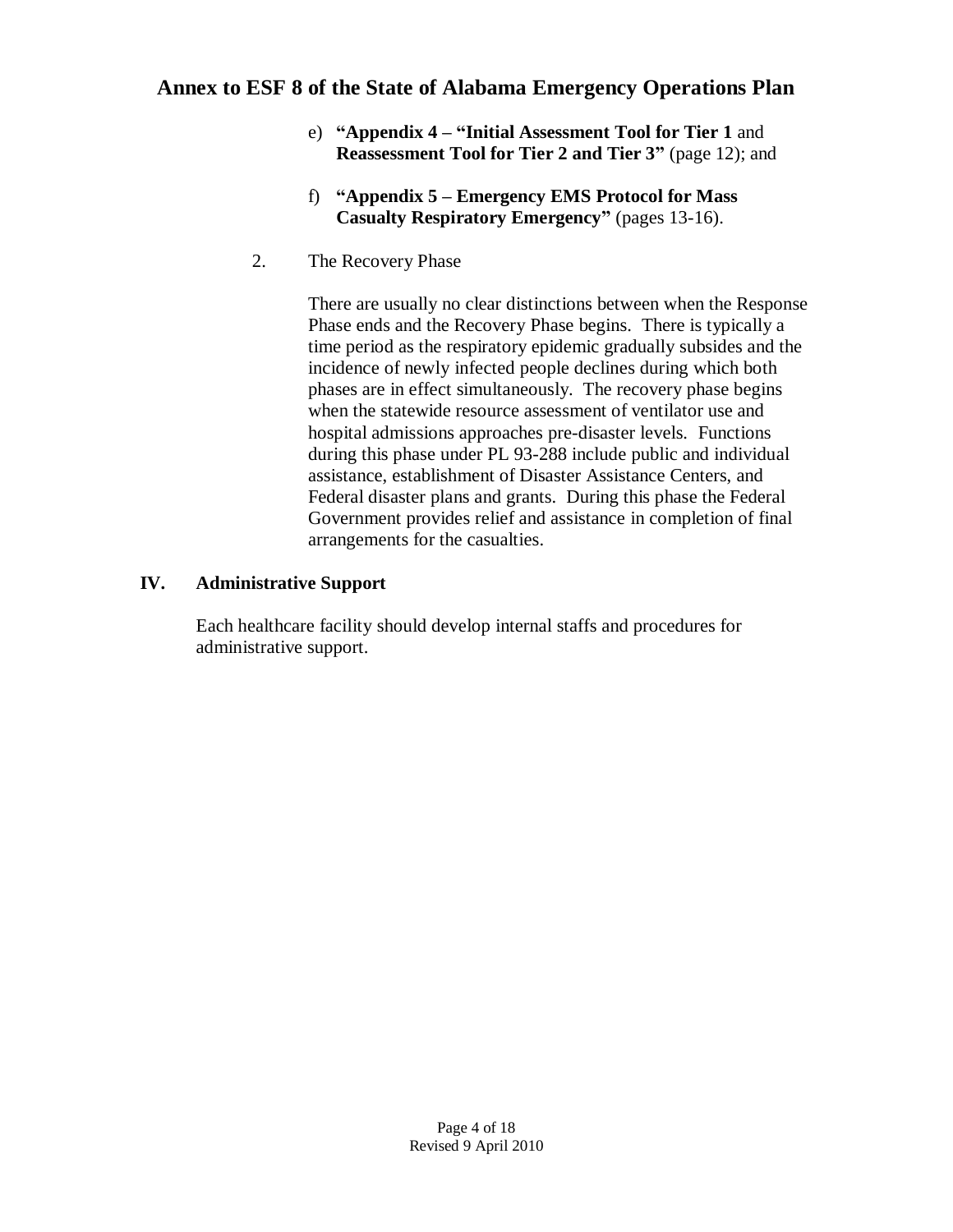e) **"Appendix 4 – "Initial Assessment Tool for Tier 1** and **Reassessment Tool for Tier 2 and Tier 3"** (page 12); and

f) **"Appendix 5 – Emergency EMS Protocol for Mass Casualty Respiratory Emergency"** (pages 13-16).

2. The Recovery Phase

There are usually no clear distinctions between when the Response Phase ends and the Recovery Phase begins. There is typically a time period as the respiratory epidemic gradually subsides and the incidence of newly infected people declines during which both phases are in effect simultaneously. The recovery phase begins when the statewide resource assessment of ventilator use and hospital admissions approaches pre-disaster levels. Functions during this phase under PL 93-288 include public and individual assistance, establishment of Disaster Assistance Centers, and Federal disaster plans and grants. During this phase the Federal Government provides relief and assistance in completion of final arrangements for the casualties.

## IV. Administrative Support

Each healthcare facility should develop internal staffs and procedures for administrative support.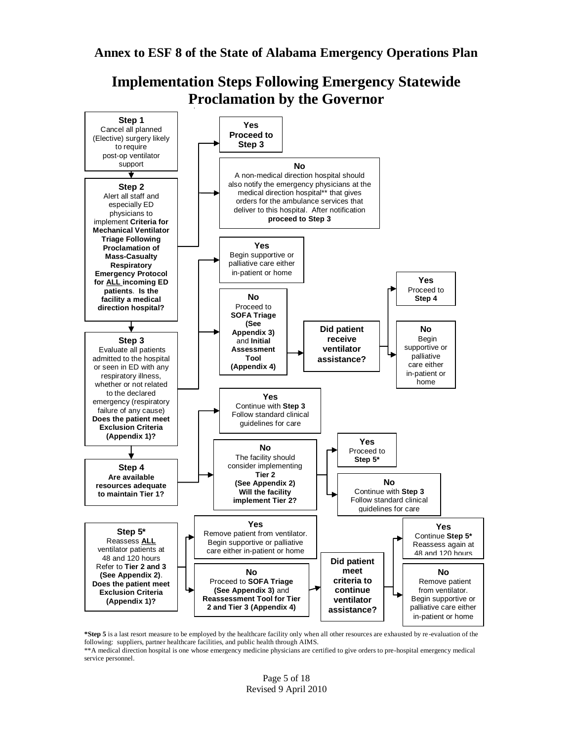## Annex to ESF 8 of the State of Alabama Emergency Operations Plan

# Implementation Steps Following Emergency Statewide Proclamation by the Governor

**Step 1**
Cancel all planned (Elective) surgery likely to require post-op ventilator support

**Step 2**
Alert all staff and especially ED physicians to implement **Criteria for Mechanical Ventilator Triage Following Proclamation of Mass-Casualty Respiratory Emergency Protocol for ALL incoming ED patients**. **Is the facility a medical direction hospital?**

- **Yes** – **Proceed to Step 3**
- **No** – A non-medical direction hospital should also notify the emergency physicians at the medical direction hospital** that gives orders for the ambulance services that deliver to this hospital. After notification **proceed to Step 3**

**Step 3**
Evaluate all patients admitted to the hospital or seen in ED with any respiratory illness, whether or not related to the declared emergency (respiratory failure of any cause) **Does the patient meet Exclusion Criteria (Appendix 1)?**

- **Yes** – Begin supportive or palliative care either in-patient or home
- **No** – Proceed to **SOFA Triage (See Appendix 3)** and **Initial Assessment Tool (Appendix 4)**
  - **Did patient receive ventilator assistance?**
    - **Yes** – Proceed to **Step 4**
    - **No** – Begin supportive or palliative care either in-patient or home

**Step 4**
**Are available resources adequate to maintain Tier 1?**

- **Yes** – Continue with **Step 3** Follow standard clinical guidelines for care
- **No** – The facility should consider implementing **Tier 2 (See Appendix 2) Will the facility implement Tier 2?**
  - **Yes** – Proceed to **Step 5***
  - **No** – Continue with **Step 3** Follow standard clinical guidelines for care

**Step 5***
Reassess **ALL** ventilator patients at 48 and 120 hours Refer to **Tier 2 and 3 (See Appendix 2)**. **Does the patient meet Exclusion Criteria (Appendix 1)?**

- **Yes** – Remove patient from ventilator. Begin supportive or palliative care either in-patient or home
- **No** – Proceed to **SOFA Triage (See Appendix 3)** and **Reassessment Tool for Tier 2 and Tier 3 (Appendix 4)**
  - **Did patient meet criteria to continue ventilator assistance?**
    - **Yes** – Continue **Step 5*** Reassess again at 48 and 120 hours
    - **No** – Remove patient from ventilator. Begin supportive or palliative care either in-patient or home

***Step 5** is a last resort measure to be employed by the healthcare facility only when all other resources are exhausted by re-evaluation of the following: suppliers, partner healthcare facilities, and public health through AIMS.

**A medical direction hospital is one whose emergency medicine physicians are certified to give orders to pre-hospital emergency medical service personnel.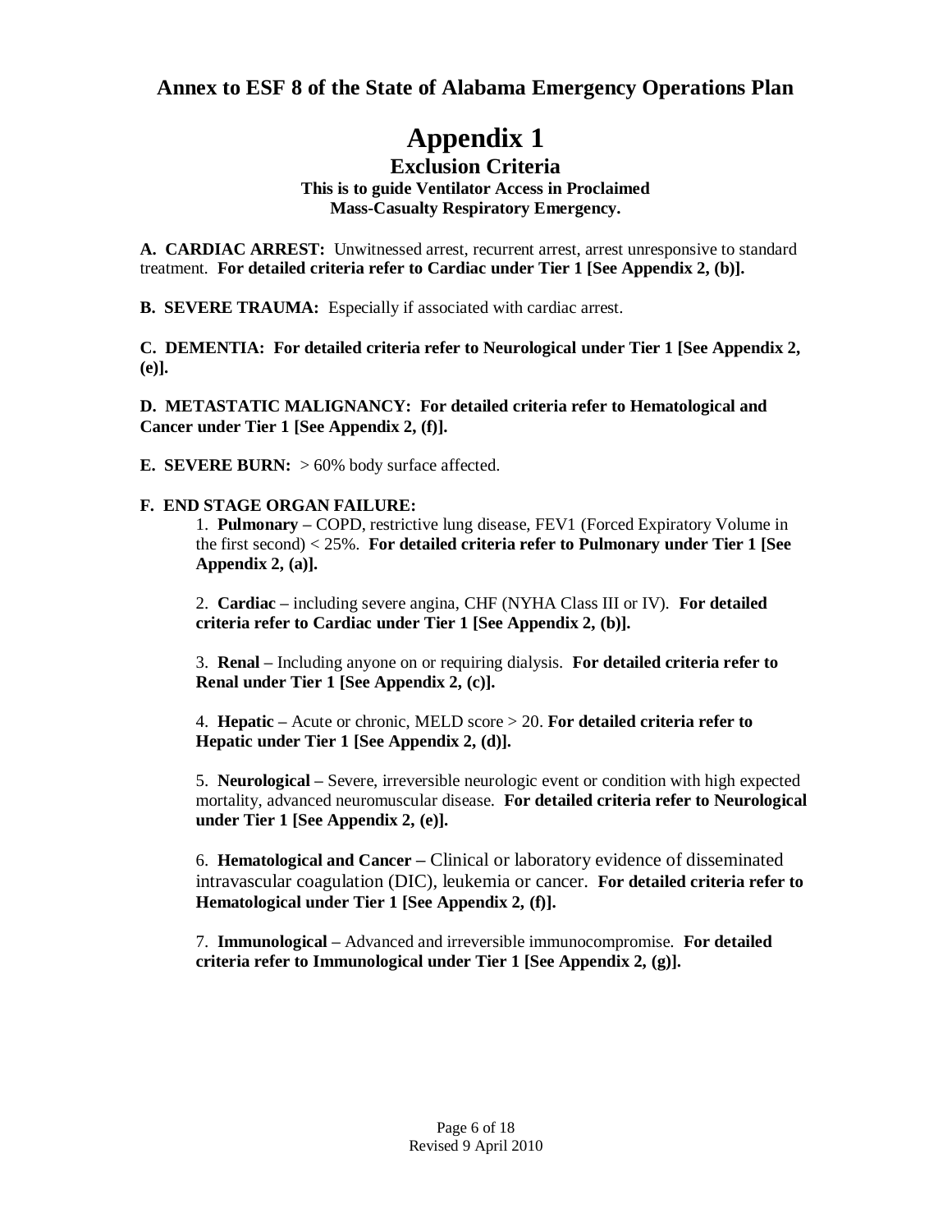## Annex to ESF 8 of the State of Alabama Emergency Operations Plan

# Appendix 1

## Exclusion Criteria

**This is to guide Ventilator Access in Proclaimed Mass-Casualty Respiratory Emergency.**

**A. CARDIAC ARREST:** Unwitnessed arrest, recurrent arrest, arrest unresponsive to standard treatment. **For detailed criteria refer to Cardiac under Tier 1 [See Appendix 2, (b)].**

**B. SEVERE TRAUMA:** Especially if associated with cardiac arrest.

**C. DEMENTIA: For detailed criteria refer to Neurological under Tier 1 [See Appendix 2, (e)].**

**D. METASTATIC MALIGNANCY: For detailed criteria refer to Hematological and Cancer under Tier 1 [See Appendix 2, (f)].**

**E. SEVERE BURN:** > 60% body surface affected.

**F. END STAGE ORGAN FAILURE:**

1. **Pulmonary –** COPD, restrictive lung disease, FEV1 (Forced Expiratory Volume in the first second) < 25%. **For detailed criteria refer to Pulmonary under Tier 1 [See Appendix 2, (a)].**

2. **Cardiac –** including severe angina, CHF (NYHA Class III or IV). **For detailed criteria refer to Cardiac under Tier 1 [See Appendix 2, (b)].**

3. **Renal –** Including anyone on or requiring dialysis. **For detailed criteria refer to Renal under Tier 1 [See Appendix 2, (c)].**

4. **Hepatic –** Acute or chronic, MELD score > 20. **For detailed criteria refer to Hepatic under Tier 1 [See Appendix 2, (d)].**

5. **Neurological –** Severe, irreversible neurologic event or condition with high expected mortality, advanced neuromuscular disease. **For detailed criteria refer to Neurological under Tier 1 [See Appendix 2, (e)].**

6. **Hematological and Cancer –** Clinical or laboratory evidence of disseminated intravascular coagulation (DIC), leukemia or cancer. **For detailed criteria refer to Hematological under Tier 1 [See Appendix 2, (f)].**

7. **Immunological –** Advanced and irreversible immunocompromise. **For detailed criteria refer to Immunological under Tier 1 [See Appendix 2, (g)].**

Revised 9 April 2010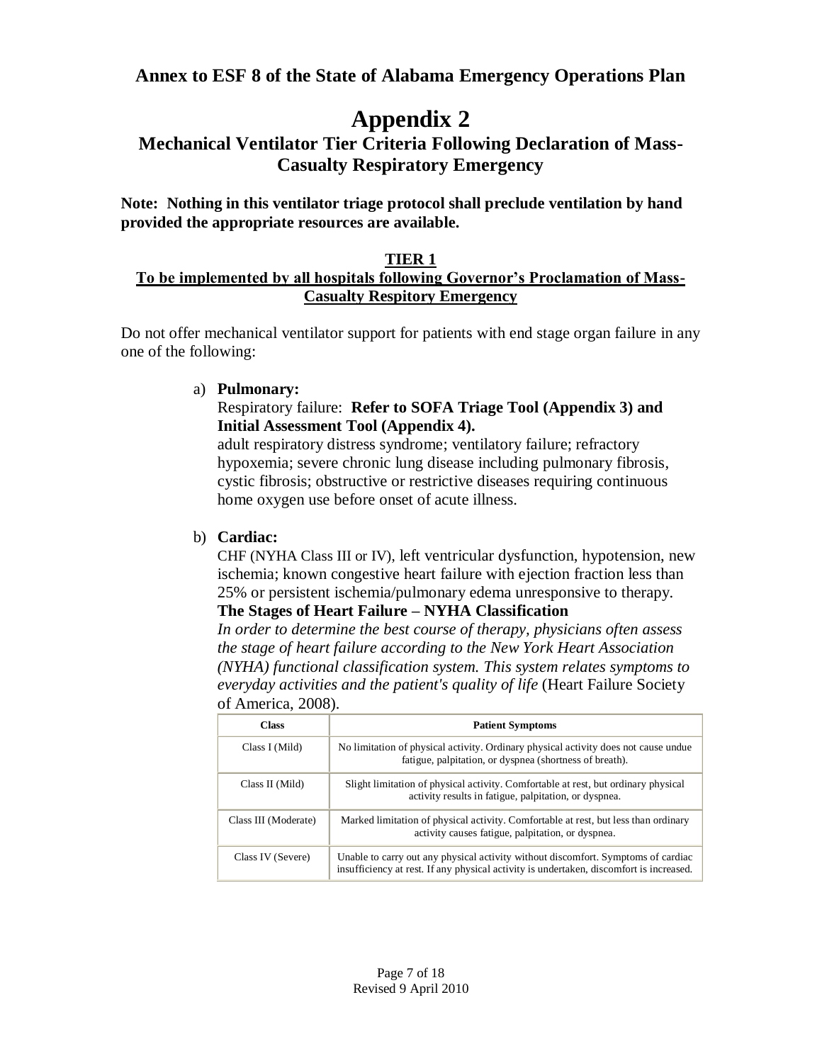## Annex to ESF 8 of the State of Alabama Emergency Operations Plan

# Appendix 2

## Mechanical Ventilator Tier Criteria Following Declaration of Mass-Casualty Respiratory Emergency

**Note: Nothing in this ventilator triage protocol shall preclude ventilation by hand provided the appropriate resources are available.**

### TIER 1

**To be implemented by all hospitals following Governor's Proclamation of Mass-Casualty Respitory Emergency**

Do not offer mechanical ventilator support for patients with end stage organ failure in any one of the following:

a) **Pulmonary:**
Respiratory failure: **Refer to SOFA Triage Tool (Appendix 3) and Initial Assessment Tool (Appendix 4).**
adult respiratory distress syndrome; ventilatory failure; refractory hypoxemia; severe chronic lung disease including pulmonary fibrosis, cystic fibrosis; obstructive or restrictive diseases requiring continuous home oxygen use before onset of acute illness.

b) **Cardiac:**
CHF (NYHA Class III or IV), left ventricular dysfunction, hypotension, new ischemia; known congestive heart failure with ejection fraction less than 25% or persistent ischemia/pulmonary edema unresponsive to therapy.
**The Stages of Heart Failure – NYHA Classification**
*In order to determine the best course of therapy, physicians often assess the stage of heart failure according to the New York Heart Association (NYHA) functional classification system. This system relates symptoms to everyday activities and the patient's quality of life* (Heart Failure Society of America, 2008).

| Class | Patient Symptoms |
|---|---|
| Class I (Mild) | No limitation of physical activity. Ordinary physical activity does not cause undue fatigue, palpitation, or dyspnea (shortness of breath). |
| Class II (Mild) | Slight limitation of physical activity. Comfortable at rest, but ordinary physical activity results in fatigue, palpitation, or dyspnea. |
| Class III (Moderate) | Marked limitation of physical activity. Comfortable at rest, but less than ordinary activity causes fatigue, palpitation, or dyspnea. |
| Class IV (Severe) | Unable to carry out any physical activity without discomfort. Symptoms of cardiac insufficiency at rest. If any physical activity is undertaken, discomfort is increased. |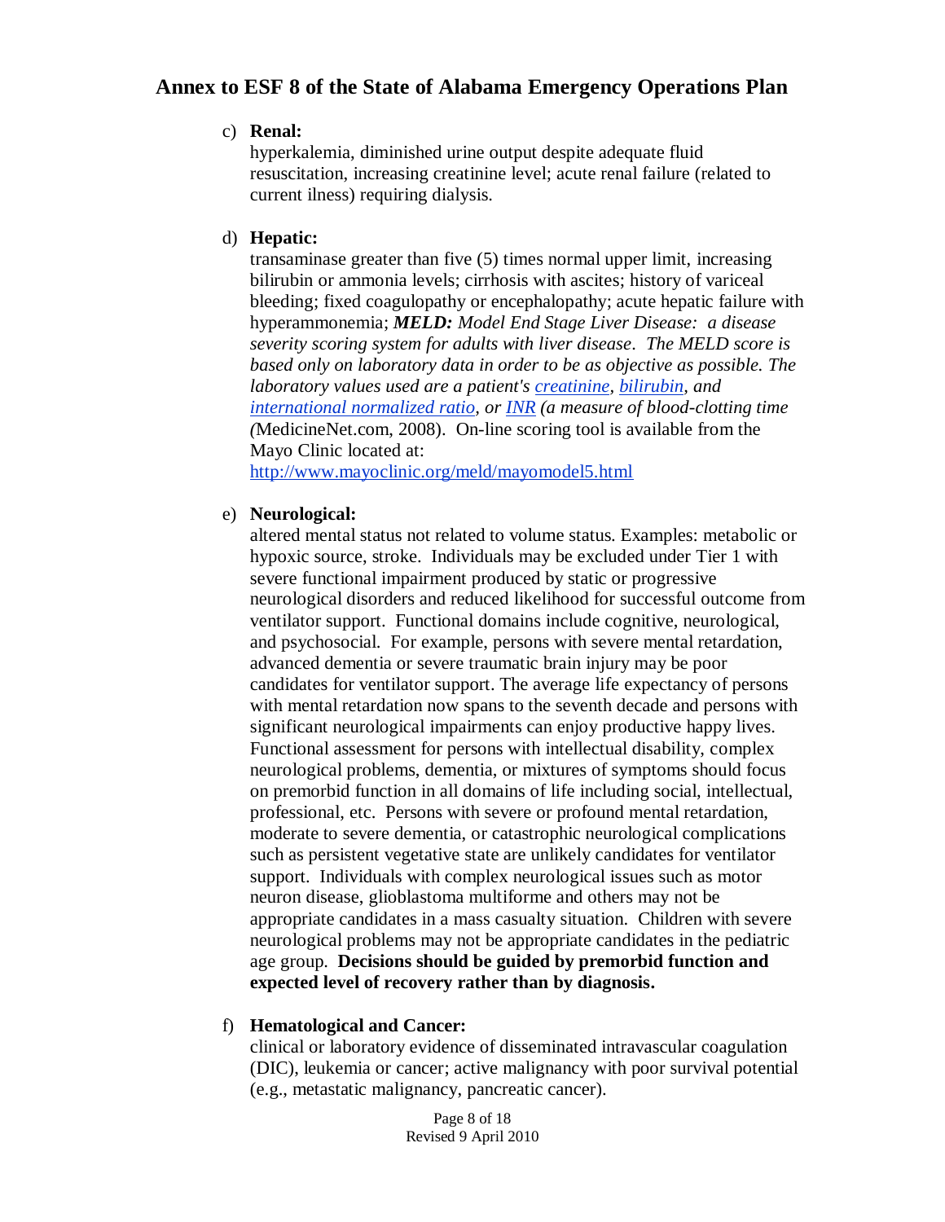c) **Renal:**
hyperkalemia, diminished urine output despite adequate fluid resuscitation, increasing creatinine level; acute renal failure (related to current ilness) requiring dialysis.

d) **Hepatic:**
transaminase greater than five (5) times normal upper limit, increasing bilirubin or ammonia levels; cirrhosis with ascites; history of variceal bleeding; fixed coagulopathy or encephalopathy; acute hepatic failure with hyperammonemia; ***MELD:*** *Model End Stage Liver Disease: a disease severity scoring system for adults with liver disease. The MELD score is based only on laboratory data in order to be as objective as possible. The laboratory values used are a patient's [creatinine](), [bilirubin](), and [international normalized ratio](), or [INR]() (a measure of blood-clotting time (*MedicineNet.com, 2008). On-line scoring tool is available from the Mayo Clinic located at:
[http://www.mayoclinic.org/meld/mayomodel5.html](http://www.mayoclinic.org/meld/mayomodel5.html)

e) **Neurological:**
altered mental status not related to volume status. Examples: metabolic or hypoxic source, stroke. Individuals may be excluded under Tier 1 with severe functional impairment produced by static or progressive neurological disorders and reduced likelihood for successful outcome from ventilator support. Functional domains include cognitive, neurological, and psychosocial. For example, persons with severe mental retardation, advanced dementia or severe traumatic brain injury may be poor candidates for ventilator support. The average life expectancy of persons with mental retardation now spans to the seventh decade and persons with significant neurological impairments can enjoy productive happy lives. Functional assessment for persons with intellectual disability, complex neurological problems, dementia, or mixtures of symptoms should focus on premorbid function in all domains of life including social, intellectual, professional, etc. Persons with severe or profound mental retardation, moderate to severe dementia, or catastrophic neurological complications such as persistent vegetative state are unlikely candidates for ventilator support. Individuals with complex neurological issues such as motor neuron disease, glioblastoma multiforme and others may not be appropriate candidates in a mass casualty situation. Children with severe neurological problems may not be appropriate candidates in the pediatric age group. **Decisions should be guided by premorbid function and expected level of recovery rather than by diagnosis.**

f) **Hematological and Cancer:**
clinical or laboratory evidence of disseminated intravascular coagulation (DIC), leukemia or cancer; active malignancy with poor survival potential (e.g., metastatic malignancy, pancreatic cancer).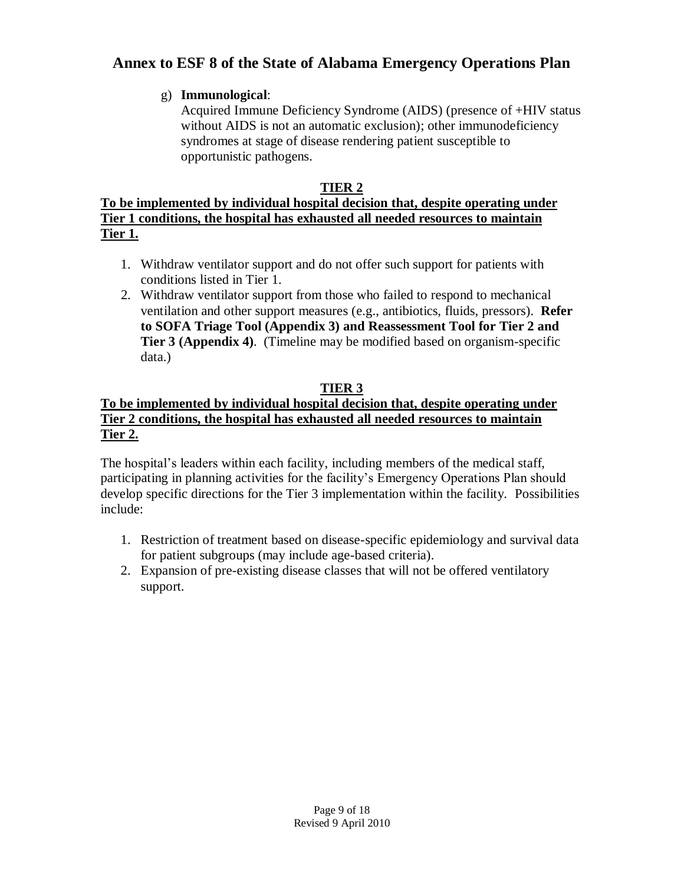g) **Immunological**:
Acquired Immune Deficiency Syndrome (AIDS) (presence of +HIV status without AIDS is not an automatic exclusion); other immunodeficiency syndromes at stage of disease rendering patient susceptible to opportunistic pathogens.

## TIER 2

**To be implemented by individual hospital decision that, despite operating under Tier 1 conditions, the hospital has exhausted all needed resources to maintain Tier 1.**

1. Withdraw ventilator support and do not offer such support for patients with conditions listed in Tier 1.
2. Withdraw ventilator support from those who failed to respond to mechanical ventilation and other support measures (e.g., antibiotics, fluids, pressors). **Refer to SOFA Triage Tool (Appendix 3) and Reassessment Tool for Tier 2 and Tier 3 (Appendix 4)**. (Timeline may be modified based on organism-specific data.)

## TIER 3

**To be implemented by individual hospital decision that, despite operating under Tier 2 conditions, the hospital has exhausted all needed resources to maintain Tier 2.**

The hospital's leaders within each facility, including members of the medical staff, participating in planning activities for the facility's Emergency Operations Plan should develop specific directions for the Tier 3 implementation within the facility. Possibilities include:

1. Restriction of treatment based on disease-specific epidemiology and survival data for patient subgroups (may include age-based criteria).
2. Expansion of pre-existing disease classes that will not be offered ventilatory support.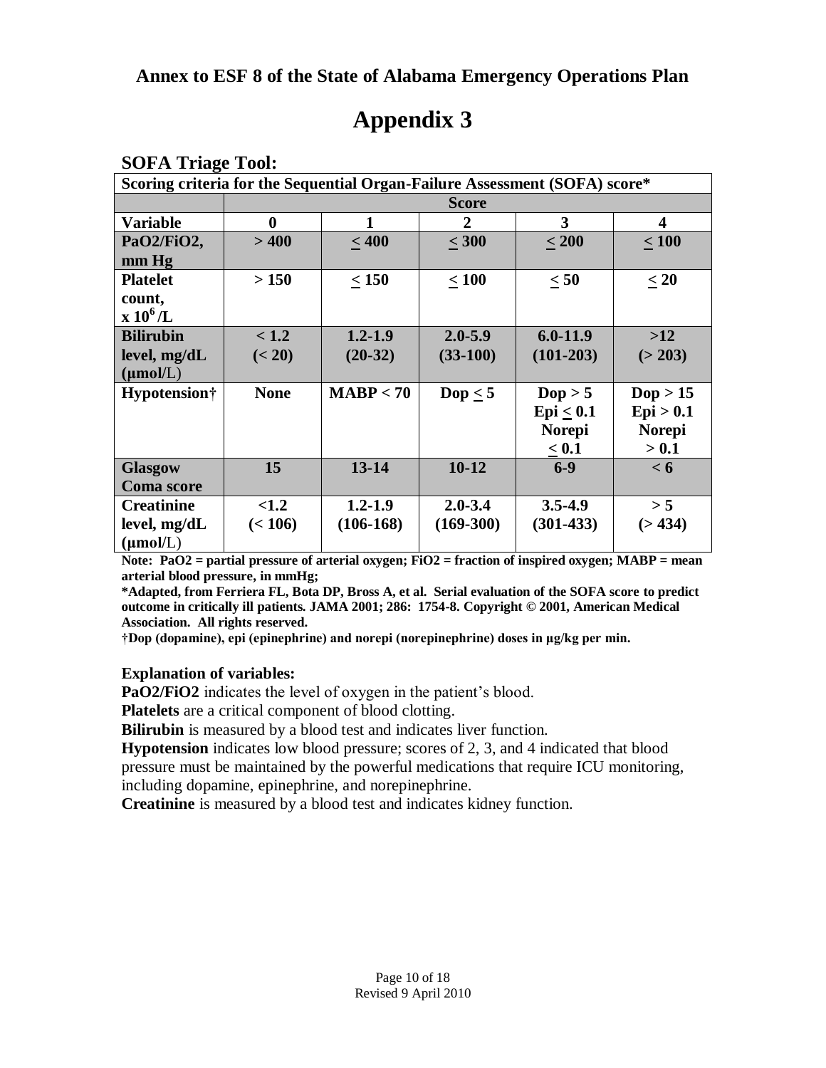**Annex to ESF 8 of the State of Alabama Emergency Operations Plan**

# Appendix 3

## SOFA Triage Tool:

| **Scoring criteria for the Sequential Organ-Failure Assessment (SOFA) score*** | | | | | |
|---|---|---|---|---|---|
| | **Score** | | | | |
| **Variable** | **0** | **1** | **2** | **3** | **4** |
| **PaO2/FiO2, mm Hg** | **> 400** | **≤ 400** | **≤ 300** | **≤ 200** | **≤ 100** |
| **Platelet count, x $10^6$/L** | **> 150** | **≤ 150** | **≤ 100** | **≤ 50** | **≤ 20** |
| **Bilirubin level, mg/dL (µmol/L)** | **< 1.2 (< 20)** | **1.2-1.9 (20-32)** | **2.0-5.9 (33-100)** | **6.0-11.9 (101-203)** | **>12 (> 203)** |
| **Hypotension†** | **None** | **MABP < 70** | **Dop ≤ 5** | **Dop > 5 Epi ≤ 0.1 Norepi ≤ 0.1** | **Dop > 15 Epi > 0.1 Norepi > 0.1** |
| **Glasgow Coma score** | **15** | **13-14** | **10-12** | **6-9** | **< 6** |
| **Creatinine level, mg/dL (µmol/L)** | **<1.2 (< 106)** | **1.2-1.9 (106-168)** | **2.0-3.4 (169-300)** | **3.5-4.9 (301-433)** | **> 5 (> 434)** |

**Note: PaO2 = partial pressure of arterial oxygen; FiO2 = fraction of inspired oxygen; MABP = mean arterial blood pressure, in mmHg;**

**\*Adapted, from Ferriera FL, Bota DP, Bross A, et al. Serial evaluation of the SOFA score to predict outcome in critically ill patients. JAMA 2001; 286: 1754-8. Copyright © 2001, American Medical Association. All rights reserved.**

**†Dop (dopamine), epi (epinephrine) and norepi (norepinephrine) doses in µg/kg per min.**

**Explanation of variables:**

**PaO2/FiO2** indicates the level of oxygen in the patient's blood.

**Platelets** are a critical component of blood clotting.

**Bilirubin** is measured by a blood test and indicates liver function.

**Hypotension** indicates low blood pressure; scores of 2, 3, and 4 indicated that blood pressure must be maintained by the powerful medications that require ICU monitoring, including dopamine, epinephrine, and norepinephrine.

**Creatinine** is measured by a blood test and indicates kidney function.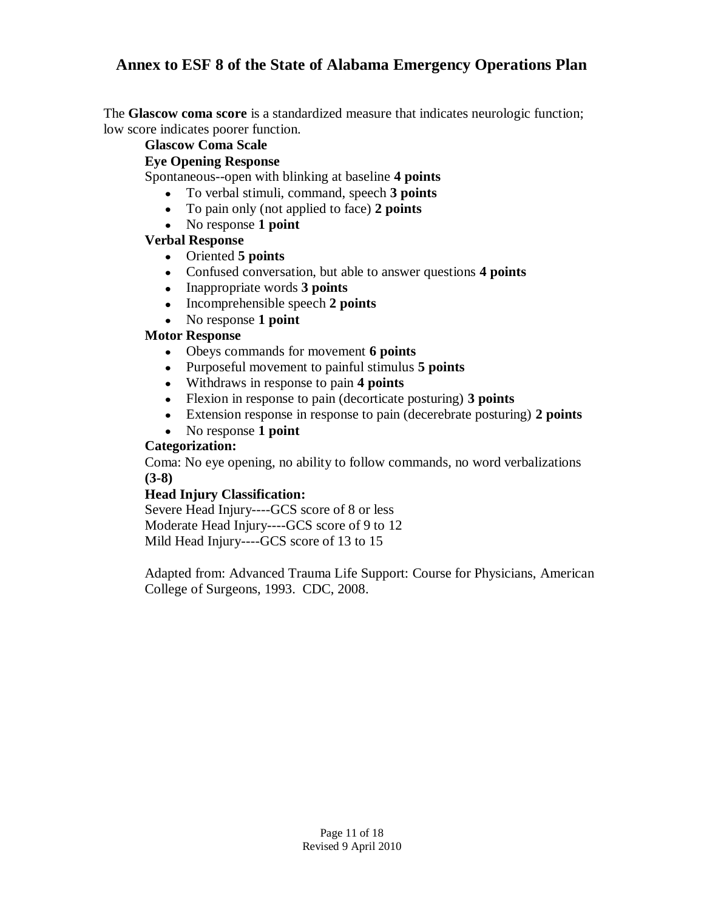The **Glascow coma score** is a standardized measure that indicates neurologic function; low score indicates poorer function.

**Glascow Coma Scale**

**Eye Opening Response**

Spontaneous--open with blinking at baseline **4 points**

- To verbal stimuli, command, speech **3 points**
- To pain only (not applied to face) **2 points**
- No response **1 point**

**Verbal Response**

- Oriented **5 points**
- Confused conversation, but able to answer questions **4 points**
- Inappropriate words **3 points**
- Incomprehensible speech **2 points**
- No response **1 point**

**Motor Response**

- Obeys commands for movement **6 points**
- Purposeful movement to painful stimulus **5 points**
- Withdraws in response to pain **4 points**
- Flexion in response to pain (decorticate posturing) **3 points**
- Extension response in response to pain (decerebrate posturing) **2 points**
- No response **1 point**

**Categorization:**

Coma: No eye opening, no ability to follow commands, no word verbalizations **(3-8)**

**Head Injury Classification:**

Severe Head Injury----GCS score of 8 or less
Moderate Head Injury----GCS score of 9 to 12
Mild Head Injury----GCS score of 13 to 15

Adapted from: Advanced Trauma Life Support: Course for Physicians, American College of Surgeons, 1993. CDC, 2008.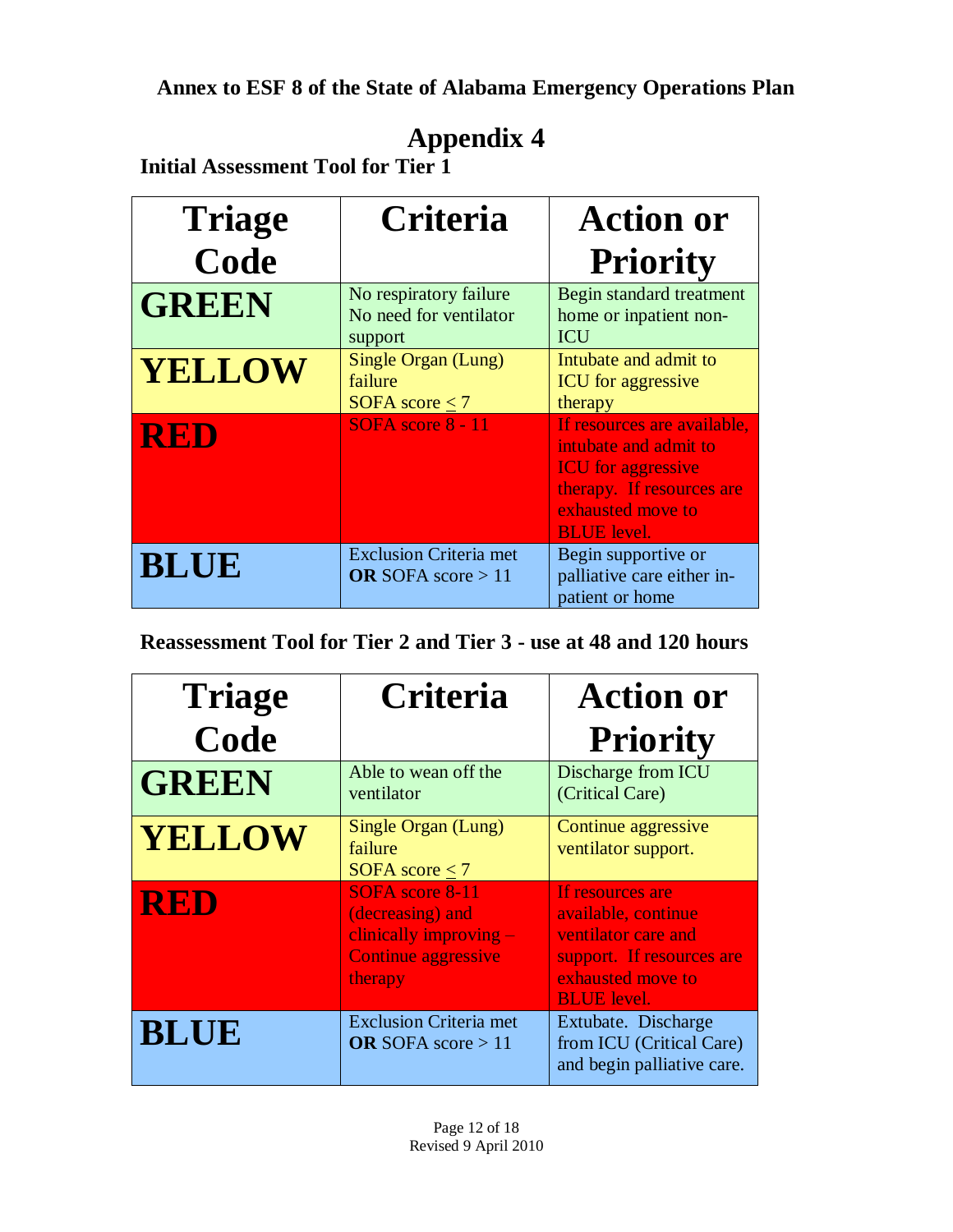**Annex to ESF 8 of the State of Alabama Emergency Operations Plan**

# Appendix 4

**Initial Assessment Tool for Tier 1**

| Triage Code | Criteria | Action or Priority |
|---|---|---|
| **GREEN** | No respiratory failure<br>No need for ventilator support | Begin standard treatment home or inpatient non-ICU |
| **YELLOW** | Single Organ (Lung) failure<br>SOFA score $\leq 7$ | Intubate and admit to ICU for aggressive therapy |
| **RED** | SOFA score 8 - 11 | If resources are available, intubate and admit to ICU for aggressive therapy. If resources are exhausted move to BLUE level. |
| **BLUE** | Exclusion Criteria met **OR** SOFA score > 11 | Begin supportive or palliative care either in-patient or home |

**Reassessment Tool for Tier 2 and Tier 3 - use at 48 and 120 hours**

| Triage Code | Criteria | Action or Priority |
|---|---|---|
| **GREEN** | Able to wean off the ventilator | Discharge from ICU (Critical Care) |
| **YELLOW** | Single Organ (Lung) failure<br>SOFA score $\leq 7$ | Continue aggressive ventilator support. |
| **RED** | SOFA score 8-11 (decreasing) and clinically improving – Continue aggressive therapy | If resources are available, continue ventilator care and support. If resources are exhausted move to BLUE level. |
| **BLUE** | Exclusion Criteria met **OR** SOFA score > 11 | Extubate. Discharge from ICU (Critical Care) and begin palliative care. |

Revised 9 April 2010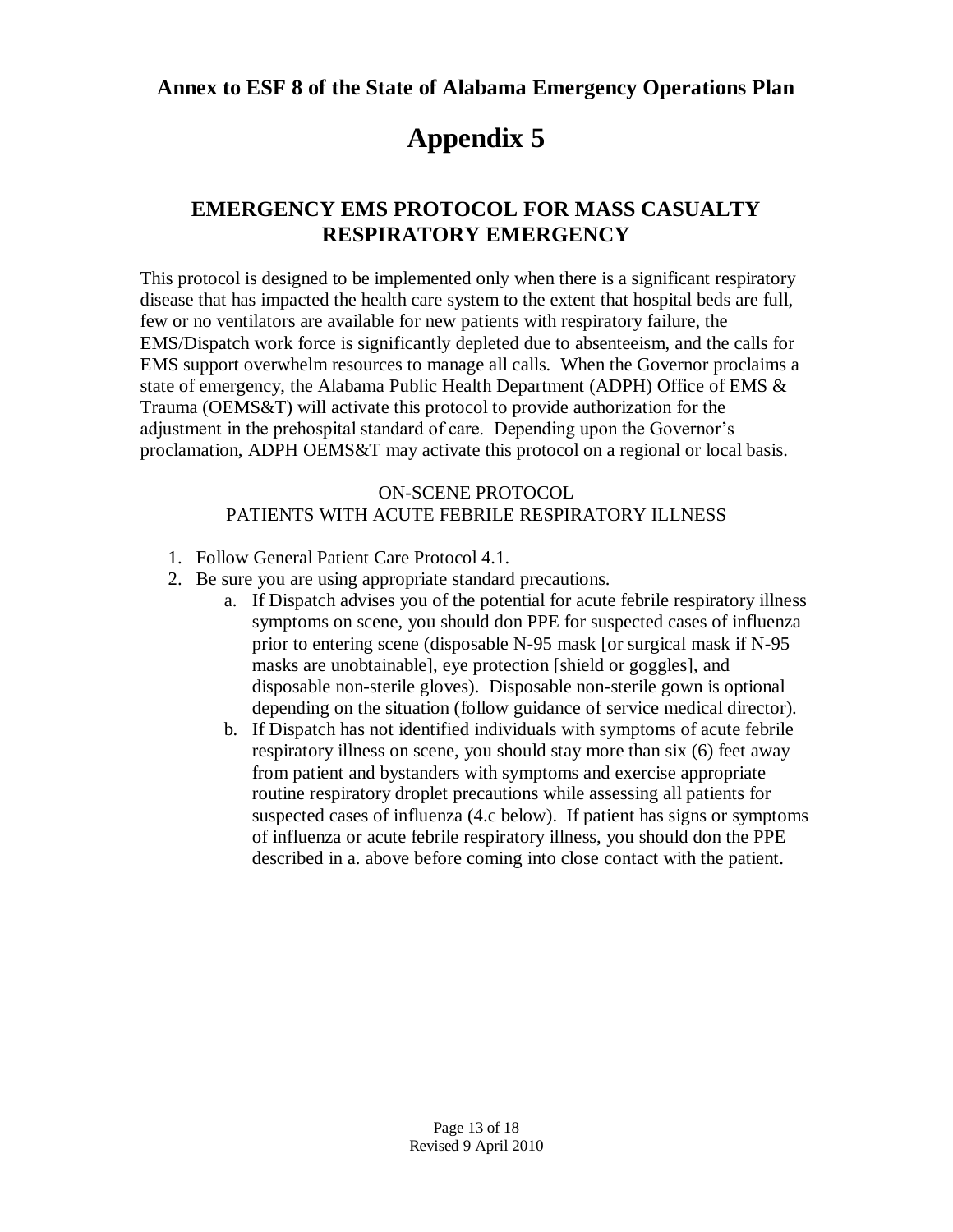**Annex to ESF 8 of the State of Alabama Emergency Operations Plan**

# Appendix 5

## EMERGENCY EMS PROTOCOL FOR MASS CASUALTY RESPIRATORY EMERGENCY

This protocol is designed to be implemented only when there is a significant respiratory disease that has impacted the health care system to the extent that hospital beds are full, few or no ventilators are available for new patients with respiratory failure, the EMS/Dispatch work force is significantly depleted due to absenteeism, and the calls for EMS support overwhelm resources to manage all calls. When the Governor proclaims a state of emergency, the Alabama Public Health Department (ADPH) Office of EMS & Trauma (OEMS&T) will activate this protocol to provide authorization for the adjustment in the prehospital standard of care. Depending upon the Governor's proclamation, ADPH OEMS&T may activate this protocol on a regional or local basis.

ON-SCENE PROTOCOL
PATIENTS WITH ACUTE FEBRILE RESPIRATORY ILLNESS

1. Follow General Patient Care Protocol 4.1.
2. Be sure you are using appropriate standard precautions.
    a. If Dispatch advises you of the potential for acute febrile respiratory illness symptoms on scene, you should don PPE for suspected cases of influenza prior to entering scene (disposable N-95 mask [or surgical mask if N-95 masks are unobtainable], eye protection [shield or goggles], and disposable non-sterile gloves). Disposable non-sterile gown is optional depending on the situation (follow guidance of service medical director).
    b. If Dispatch has not identified individuals with symptoms of acute febrile respiratory illness on scene, you should stay more than six (6) feet away from patient and bystanders with symptoms and exercise appropriate routine respiratory droplet precautions while assessing all patients for suspected cases of influenza (4.c below). If patient has signs or symptoms of influenza or acute febrile respiratory illness, you should don the PPE described in a. above before coming into close contact with the patient.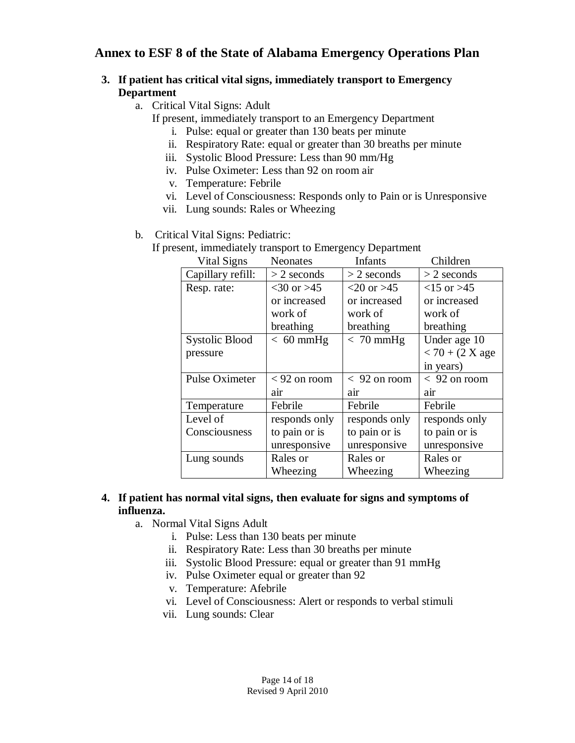## Annex to ESF 8 of the State of Alabama Emergency Operations Plan

**3. If patient has critical vital signs, immediately transport to Emergency Department**

a. Critical Vital Signs: Adult

If present, immediately transport to an Emergency Department

i. Pulse: equal or greater than 130 beats per minute
ii. Respiratory Rate: equal or greater than 30 breaths per minute
iii. Systolic Blood Pressure: Less than 90 mm/Hg
iv. Pulse Oximeter: Less than 92 on room air
v. Temperature: Febrile
vi. Level of Consciousness: Responds only to Pain or is Unresponsive
vii. Lung sounds: Rales or Wheezing

b. Critical Vital Signs: Pediatric:

If present, immediately transport to Emergency Department

| Vital Signs | Neonates | Infants | Children |
|---|---|---|---|
| Capillary refill: | > 2 seconds | > 2 seconds | > 2 seconds |
| Resp. rate: | <30 or >45 or increased work of breathing | <20 or >45 or increased work of breathing | <15 or >45 or increased work of breathing |
| Systolic Blood pressure | < 60 mmHg | < 70 mmHg | Under age 10 < 70 + (2 X age in years) |
| Pulse Oximeter | < 92 on room air | < 92 on room air | < 92 on room air |
| Temperature | Febrile | Febrile | Febrile |
| Level of Consciousness | responds only to pain or is unresponsive | responds only to pain or is unresponsive | responds only to pain or is unresponsive |
| Lung sounds | Rales or Wheezing | Rales or Wheezing | Rales or Wheezing |

**4. If patient has normal vital signs, then evaluate for signs and symptoms of influenza.**

a. Normal Vital Signs Adult

i. Pulse: Less than 130 beats per minute
ii. Respiratory Rate: Less than 30 breaths per minute
iii. Systolic Blood Pressure: equal or greater than 91 mmHg
iv. Pulse Oximeter equal or greater than 92
v. Temperature: Afebrile
vi. Level of Consciousness: Alert or responds to verbal stimuli
vii. Lung sounds: Clear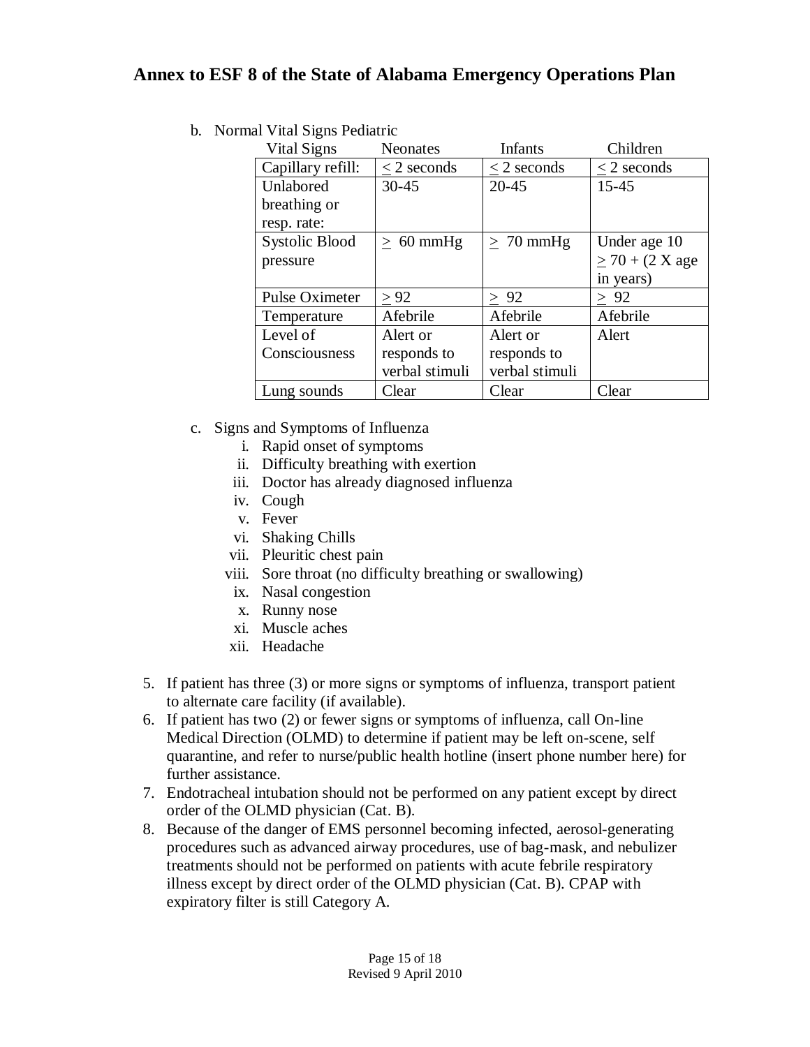b. Normal Vital Signs Pediatric

| Vital Signs | Neonates | Infants | Children |
|---|---|---|---|
| Capillary refill: | $\leq$ 2 seconds | $\leq$ 2 seconds | $\leq$ 2 seconds |
| Unlabored breathing or resp. rate: | 30-45 | 20-45 | 15-45 |
| Systolic Blood pressure | $\geq$ 60 mmHg | $\geq$ 70 mmHg | Under age 10 $\geq$ 70 + (2 X age in years) |
| Pulse Oximeter | $\geq$ 92 | $\geq$ 92 | $\geq$ 92 |
| Temperature | Afebrile | Afebrile | Afebrile |
| Level of Consciousness | Alert or responds to verbal stimuli | Alert or responds to verbal stimuli | Alert |
| Lung sounds | Clear | Clear | Clear |

c. Signs and Symptoms of Influenza
   i. Rapid onset of symptoms
   ii. Difficulty breathing with exertion
   iii. Doctor has already diagnosed influenza
   iv. Cough
   v. Fever
   vi. Shaking Chills
   vii. Pleuritic chest pain
   viii. Sore throat (no difficulty breathing or swallowing)
   ix. Nasal congestion
   x. Runny nose
   xi. Muscle aches
   xii. Headache

5. If patient has three (3) or more signs or symptoms of influenza, transport patient to alternate care facility (if available).
6. If patient has two (2) or fewer signs or symptoms of influenza, call On-line Medical Direction (OLMD) to determine if patient may be left on-scene, self quarantine, and refer to nurse/public health hotline (insert phone number here) for further assistance.
7. Endotracheal intubation should not be performed on any patient except by direct order of the OLMD physician (Cat. B).
8. Because of the danger of EMS personnel becoming infected, aerosol-generating procedures such as advanced airway procedures, use of bag-mask, and nebulizer treatments should not be performed on patients with acute febrile respiratory illness except by direct order of the OLMD physician (Cat. B). CPAP with expiratory filter is still Category A.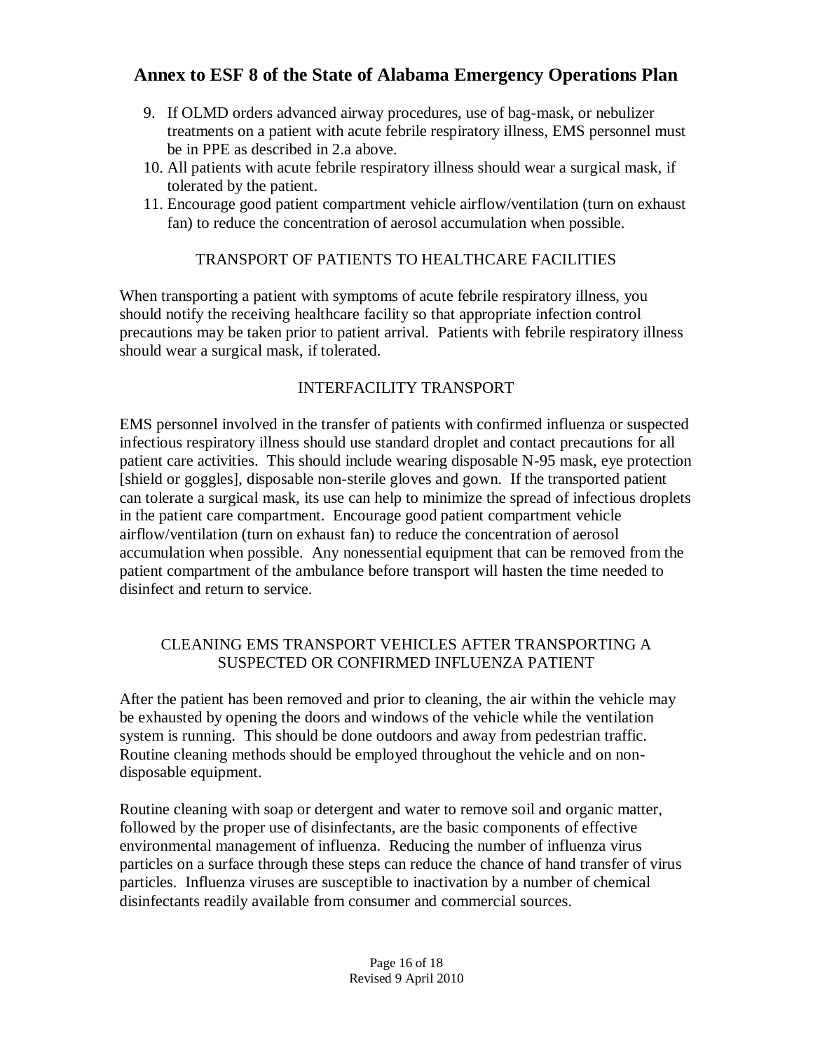9. If OLMD orders advanced airway procedures, use of bag-mask, or nebulizer treatments on a patient with acute febrile respiratory illness, EMS personnel must be in PPE as described in 2.a above.
10. All patients with acute febrile respiratory illness should wear a surgical mask, if tolerated by the patient.
11. Encourage good patient compartment vehicle airflow/ventilation (turn on exhaust fan) to reduce the concentration of aerosol accumulation when possible.

### TRANSPORT OF PATIENTS TO HEALTHCARE FACILITIES

When transporting a patient with symptoms of acute febrile respiratory illness, you should notify the receiving healthcare facility so that appropriate infection control precautions may be taken prior to patient arrival. Patients with febrile respiratory illness should wear a surgical mask, if tolerated.

### INTERFACILITY TRANSPORT

EMS personnel involved in the transfer of patients with confirmed influenza or suspected infectious respiratory illness should use standard droplet and contact precautions for all patient care activities. This should include wearing disposable N-95 mask, eye protection [shield or goggles], disposable non-sterile gloves and gown. If the transported patient can tolerate a surgical mask, its use can help to minimize the spread of infectious droplets in the patient care compartment. Encourage good patient compartment vehicle airflow/ventilation (turn on exhaust fan) to reduce the concentration of aerosol accumulation when possible. Any nonessential equipment that can be removed from the patient compartment of the ambulance before transport will hasten the time needed to disinfect and return to service.

### CLEANING EMS TRANSPORT VEHICLES AFTER TRANSPORTING A SUSPECTED OR CONFIRMED INFLUENZA PATIENT

After the patient has been removed and prior to cleaning, the air within the vehicle may be exhausted by opening the doors and windows of the vehicle while the ventilation system is running. This should be done outdoors and away from pedestrian traffic. Routine cleaning methods should be employed throughout the vehicle and on non-disposable equipment.

Routine cleaning with soap or detergent and water to remove soil and organic matter, followed by the proper use of disinfectants, are the basic components of effective environmental management of influenza. Reducing the number of influenza virus particles on a surface through these steps can reduce the chance of hand transfer of virus particles. Influenza viruses are susceptible to inactivation by a number of chemical disinfectants readily available from consumer and commercial sources.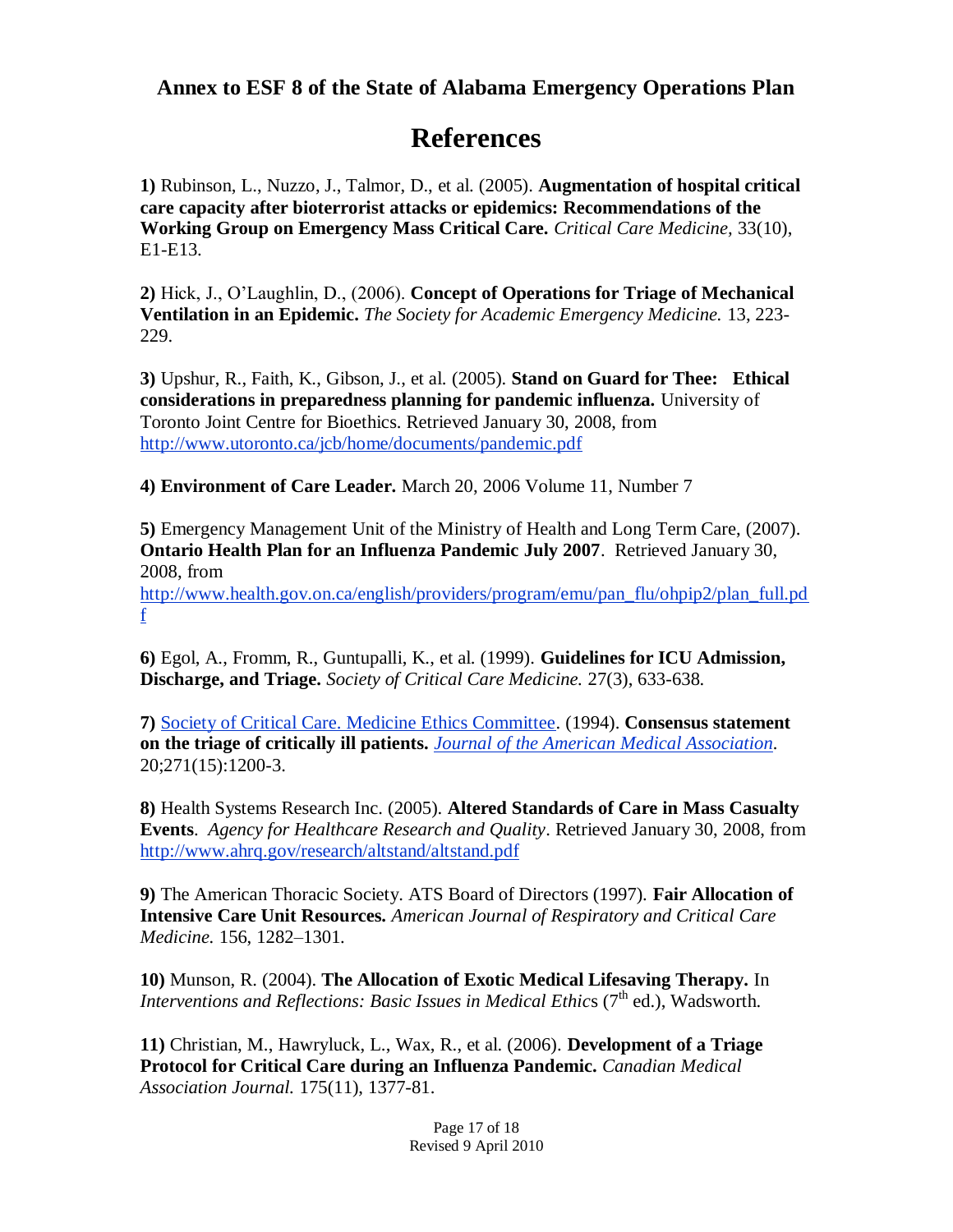# Annex to ESF 8 of the State of Alabama Emergency Operations Plan

## References

**1)** Rubinson, L., Nuzzo, J., Talmor, D., et al. (2005). **Augmentation of hospital critical care capacity after bioterrorist attacks or epidemics: Recommendations of the Working Group on Emergency Mass Critical Care.** *Critical Care Medicine,* 33(10), E1-E13.

**2)** Hick, J., O'Laughlin, D., (2006). **Concept of Operations for Triage of Mechanical Ventilation in an Epidemic.** *The Society for Academic Emergency Medicine.* 13, 223-229.

**3)** Upshur, R., Faith, K., Gibson, J., et al. (2005). **Stand on Guard for Thee: Ethical considerations in preparedness planning for pandemic influenza.** University of Toronto Joint Centre for Bioethics. Retrieved January 30, 2008, from http://www.utoronto.ca/jcb/home/documents/pandemic.pdf

**4) Environment of Care Leader.** March 20, 2006 Volume 11, Number 7

**5)** Emergency Management Unit of the Ministry of Health and Long Term Care, (2007). **Ontario Health Plan for an Influenza Pandemic July 2007**. Retrieved January 30, 2008, from http://www.health.gov.on.ca/english/providers/program/emu/pan_flu/ohpip2/plan_full.pdf

**6)** Egol, A., Fromm, R., Guntupalli, K., et al. (1999). **Guidelines for ICU Admission, Discharge, and Triage.** *Society of Critical Care Medicine.* 27(3), 633-638.

**7)** Society of Critical Care. Medicine Ethics Committee. (1994). **Consensus statement on the triage of critically ill patients.** *Journal of the American Medical Association*. 20;271(15):1200-3.

**8)** Health Systems Research Inc. (2005). **Altered Standards of Care in Mass Casualty Events**. *Agency for Healthcare Research and Quality*. Retrieved January 30, 2008, from http://www.ahrq.gov/research/altstand/altstand.pdf

**9)** The American Thoracic Society. ATS Board of Directors (1997). **Fair Allocation of Intensive Care Unit Resources.** *American Journal of Respiratory and Critical Care Medicine.* 156, 1282–1301.

**10)** Munson, R. (2004). **The Allocation of Exotic Medical Lifesaving Therapy.** In *Interventions and Reflections: Basic Issues in Medical Ethics* (7th ed.), Wadsworth.

**11)** Christian, M., Hawryluck, L., Wax, R., et al. (2006). **Development of a Triage Protocol for Critical Care during an Influenza Pandemic.** *Canadian Medical Association Journal.* 175(11), 1377-81.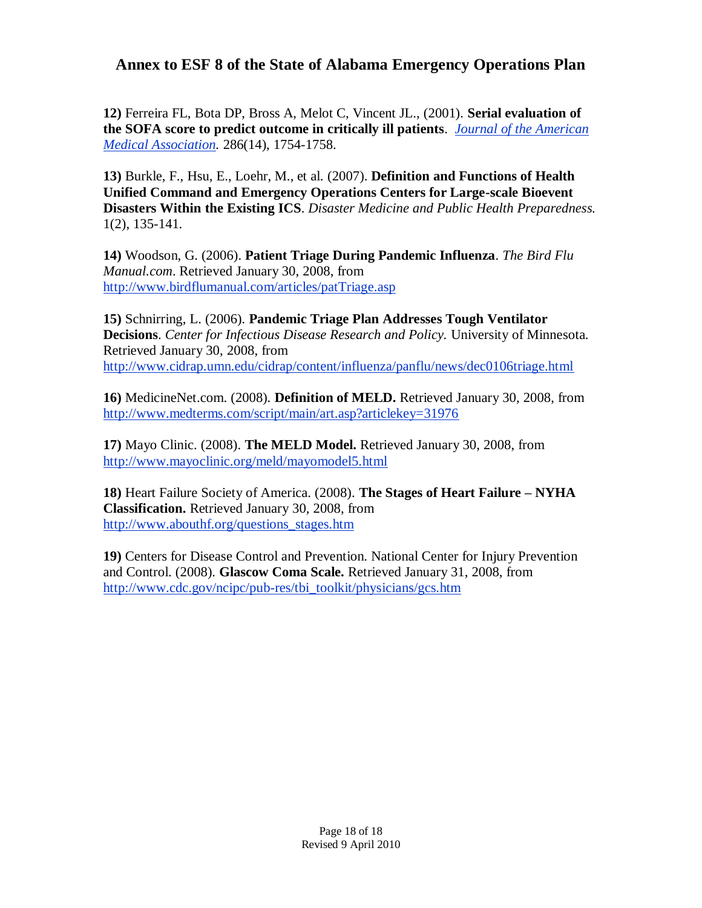**12)** Ferreira FL, Bota DP, Bross A, Melot C, Vincent JL., (2001). **Serial evaluation of the SOFA score to predict outcome in critically ill patients**. *Journal of the American Medical Association.* 286(14), 1754-1758.

**13)** Burkle, F., Hsu, E., Loehr, M., et al. (2007). **Definition and Functions of Health Unified Command and Emergency Operations Centers for Large-scale Bioevent Disasters Within the Existing ICS**. *Disaster Medicine and Public Health Preparedness.* 1(2), 135-141.

**14)** Woodson, G. (2006). **Patient Triage During Pandemic Influenza**. *The Bird Flu Manual.com*. Retrieved January 30, 2008, from http://www.birdflumanual.com/articles/patTriage.asp

**15)** Schnirring, L. (2006). **Pandemic Triage Plan Addresses Tough Ventilator Decisions**. *Center for Infectious Disease Research and Policy.* University of Minnesota. Retrieved January 30, 2008, from http://www.cidrap.umn.edu/cidrap/content/influenza/panflu/news/dec0106triage.html

**16)** MedicineNet.com. (2008). **Definition of MELD.** Retrieved January 30, 2008, from http://www.medterms.com/script/main/art.asp?articlekey=31976

**17)** Mayo Clinic. (2008). **The MELD Model.** Retrieved January 30, 2008, from http://www.mayoclinic.org/meld/mayomodel5.html

**18)** Heart Failure Society of America. (2008). **The Stages of Heart Failure – NYHA Classification.** Retrieved January 30, 2008, from http://www.abouthf.org/questions_stages.htm

**19)** Centers for Disease Control and Prevention. National Center for Injury Prevention and Control. (2008). **Glascow Coma Scale.** Retrieved January 31, 2008, from http://www.cdc.gov/ncipc/pub-res/tbi_toolkit/physicians/gcs.htm